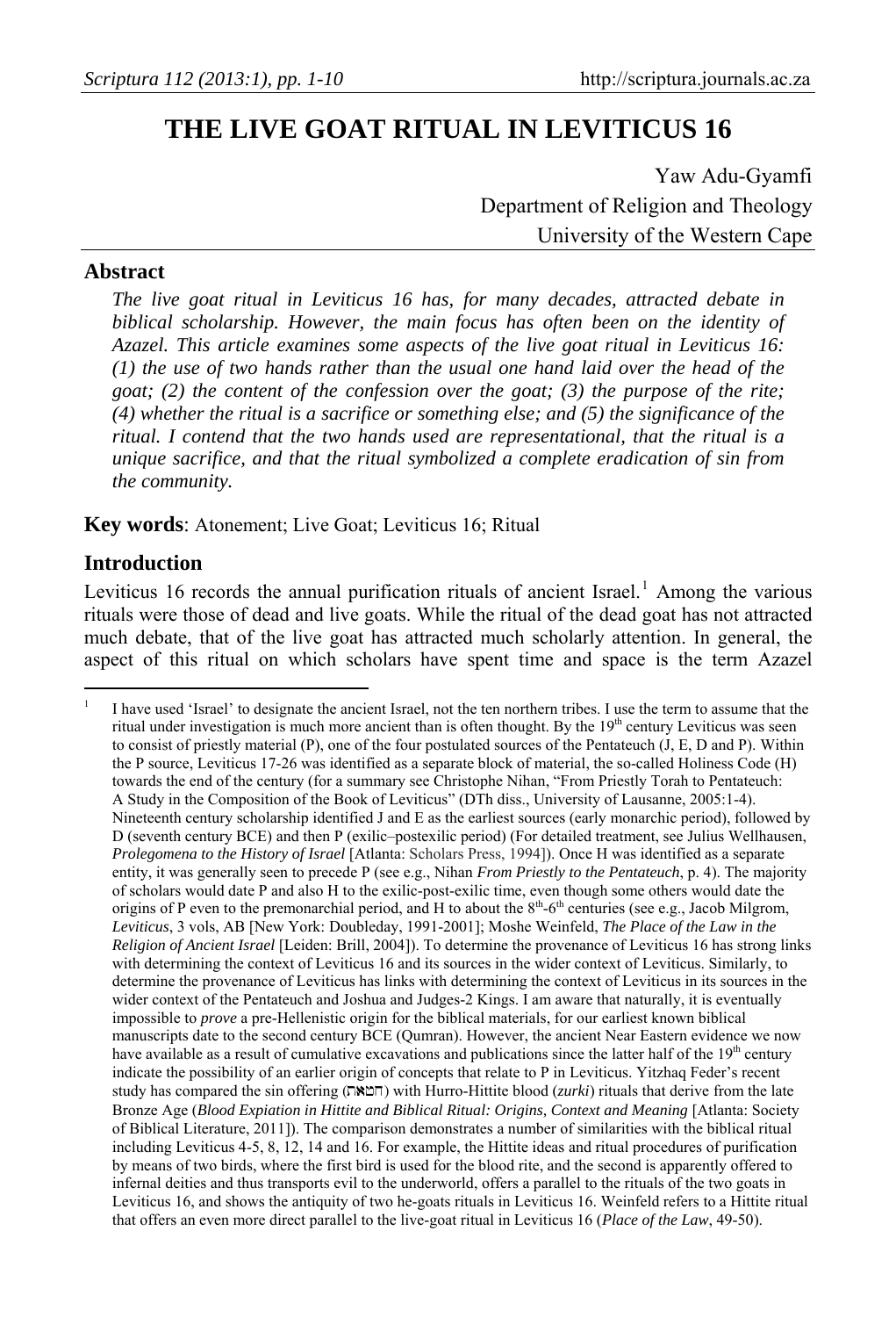# THE LIVE GOAT RITUAL IN LEVITICUS 16

Yaw Adu-Gyamfi
Department of Religion and Theology
University of the Western Cape

## Abstract

*The live goat ritual in Leviticus 16 has, for many decades, attracted debate in biblical scholarship. However, the main focus has often been on the identity of Azazel. This article examines some aspects of the live goat ritual in Leviticus 16: (1) the use of two hands rather than the usual one hand laid over the head of the goat; (2) the content of the confession over the goat; (3) the purpose of the rite; (4) whether the ritual is a sacrifice or something else; and (5) the significance of the ritual. I contend that the two hands used are representational, that the ritual is a unique sacrifice, and that the ritual symbolized a complete eradication of sin from the community.*

**Key words**: Atonement; Live Goat; Leviticus 16; Ritual

## Introduction

Leviticus 16 records the annual purification rituals of ancient Israel.[1] Among the various rituals were those of dead and live goats. While the ritual of the dead goat has not attracted much debate, that of the live goat has attracted much scholarly attention. In general, the aspect of this ritual on which scholars have spent time and space is the term Azazel

---

[1] I have used 'Israel' to designate the ancient Israel, not the ten northern tribes. I use the term to assume that the ritual under investigation is much more ancient than is often thought. By the 19th century Leviticus was seen to consist of priestly material (P), one of the four postulated sources of the Pentateuch (J, E, D and P). Within the P source, Leviticus 17-26 was identified as a separate block of material, the so-called Holiness Code (H) towards the end of the century (for a summary see Christophe Nihan, "From Priestly Torah to Pentateuch: A Study in the Composition of the Book of Leviticus" (DTh diss., University of Lausanne, 2005:1-4). Nineteenth century scholarship identified J and E as the earliest sources (early monarchic period), followed by D (seventh century BCE) and then P (exilic–postexilic period) (For detailed treatment, see Julius Wellhausen, *Prolegomena to the History of Israel* [Atlanta: Scholars Press, 1994]). Once H was identified as a separate entity, it was generally seen to precede P (see e.g., Nihan *From Priestly to the Pentateuch*, p. 4). The majority of scholars would date P and also H to the exilic-post-exilic time, even though some others would date the origins of P even to the premonarchial period, and H to about the 8th-6th centuries (see e.g., Jacob Milgrom, *Leviticus*, 3 vols, AB [New York: Doubleday, 1991-2001]; Moshe Weinfeld, *The Place of the Law in the Religion of Ancient Israel* [Leiden: Brill, 2004]). To determine the provenance of Leviticus 16 has strong links with determining the context of Leviticus 16 and its sources in the wider context of Leviticus. Similarly, to determine the provenance of Leviticus has links with determining the context of Leviticus in its sources in the wider context of the Pentateuch and Joshua and Judges-2 Kings. I am aware that naturally, it is eventually impossible to *prove* a pre-Hellenistic origin for the biblical materials, for our earliest known biblical manuscripts date to the second century BCE (Qumran). However, the ancient Near Eastern evidence we now have available as a result of cumulative excavations and publications since the latter half of the 19th century indicate the possibility of an earlier origin of concepts that relate to P in Leviticus. Yitzhaq Feder's recent study has compared the sin offering (חטאת) with Hurro-Hittite blood (*zurki*) rituals that derive from the late Bronze Age (*Blood Expiation in Hittite and Biblical Ritual: Origins, Context and Meaning* [Atlanta: Society of Biblical Literature, 2011]). The comparison demonstrates a number of similarities with the biblical ritual including Leviticus 4-5, 8, 12, 14 and 16. For example, the Hittite ideas and ritual procedures of purification by means of two birds, where the first bird is used for the blood rite, and the second is apparently offered to infernal deities and thus transports evil to the underworld, offers a parallel to the rituals of the two goats in Leviticus 16, and shows the antiquity of two he-goats rituals in Leviticus 16. Weinfeld refers to a Hittite ritual that offers an even more direct parallel to the live-goat ritual in Leviticus 16 (*Place of the Law*, 49-50).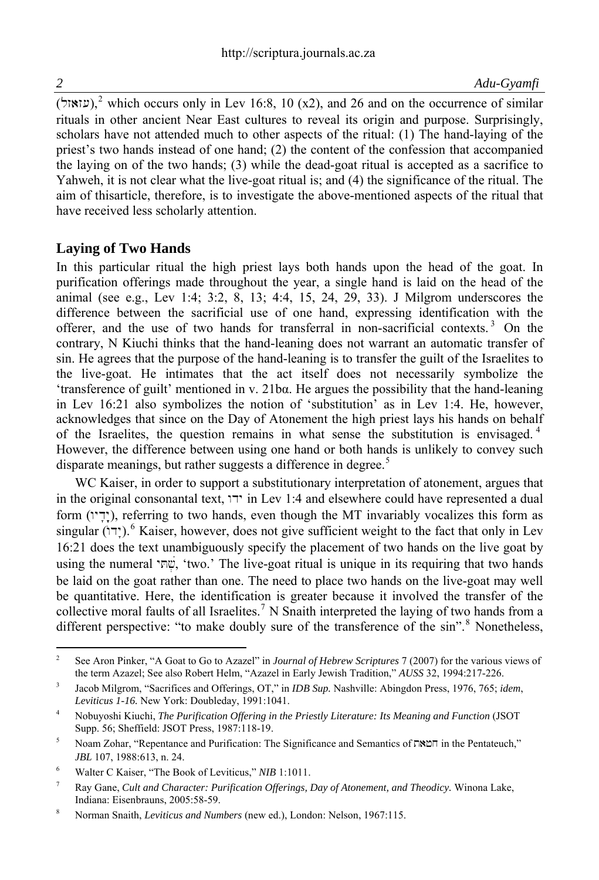(עזאזל),[2] which occurs only in Lev 16:8, 10 (x2), and 26 and on the occurrence of similar rituals in other ancient Near East cultures to reveal its origin and purpose. Surprisingly, scholars have not attended much to other aspects of the ritual: (1) The hand-laying of the priest's two hands instead of one hand; (2) the content of the confession that accompanied the laying on of the two hands; (3) while the dead-goat ritual is accepted as a sacrifice to Yahweh, it is not clear what the live-goat ritual is; and (4) the significance of the ritual. The aim of thisarticle, therefore, is to investigate the above-mentioned aspects of the ritual that have received less scholarly attention.

## Laying of Two Hands

In this particular ritual the high priest lays both hands upon the head of the goat. In purification offerings made throughout the year, a single hand is laid on the head of the animal (see e.g., Lev 1:4; 3:2, 8, 13; 4:4, 15, 24, 29, 33). J Milgrom underscores the difference between the sacrificial use of one hand, expressing identification with the offerer, and the use of two hands for transferral in non-sacrificial contexts.[3] On the contrary, N Kiuchi thinks that the hand-leaning does not warrant an automatic transfer of sin. He agrees that the purpose of the hand-leaning is to transfer the guilt of the Israelites to the live-goat. He intimates that the act itself does not necessarily symbolize the 'transference of guilt' mentioned in v. 21bα. He argues the possibility that the hand-leaning in Lev 16:21 also symbolizes the notion of 'substitution' as in Lev 1:4. He, however, acknowledges that since on the Day of Atonement the high priest lays his hands on behalf of the Israelites, the question remains in what sense the substitution is envisaged.[4] However, the difference between using one hand or both hands is unlikely to convey such disparate meanings, but rather suggests a difference in degree.[5]

WC Kaiser, in order to support a substitutionary interpretation of atonement, argues that in the original consonantal text, ידו in Lev 1:4 and elsewhere could have represented a dual form (יָדָיו), referring to two hands, even though the MT invariably vocalizes this form as singular (יָדוֹ).[6] Kaiser, however, does not give sufficient weight to the fact that only in Lev 16:21 does the text unambiguously specify the placement of two hands on the live goat by using the numeral שְׁתֵּי, 'two.' The live-goat ritual is unique in its requiring that two hands be laid on the goat rather than one. The need to place two hands on the live-goat may well be quantitative. Here, the identification is greater because it involved the transfer of the collective moral faults of all Israelites.[7] N Snaith interpreted the laying of two hands from a different perspective: "to make doubly sure of the transference of the sin".[8] Nonetheless,

---

[2] See Aron Pinker, "A Goat to Go to Azazel" in *Journal of Hebrew Scriptures* 7 (2007) for the various views of the term Azazel; See also Robert Helm, "Azazel in Early Jewish Tradition," *AUSS* 32, 1994:217-226.

[3] Jacob Milgrom, "Sacrifices and Offerings, OT," in *IDB Sup.* Nashville: Abingdon Press, 1976, 765; *idem*, *Leviticus 1-16.* New York: Doubleday, 1991:1041.

[4] Nobuyoshi Kiuchi, *The Purification Offering in the Priestly Literature: Its Meaning and Function* (JSOT Supp. 56; Sheffield: JSOT Press, 1987:118-19.

[5] Noam Zohar, "Repentance and Purification: The Significance and Semantics of חטאת in the Pentateuch," *JBL* 107, 1988:613, n. 24.

[6] Walter C Kaiser, "The Book of Leviticus," *NIB* 1:1011.

[7] Ray Gane, *Cult and Character: Purification Offerings, Day of Atonement, and Theodicy.* Winona Lake, Indiana: Eisenbrauns, 2005:58-59.

[8] Norman Snaith, *Leviticus and Numbers* (new ed.), London: Nelson, 1967:115.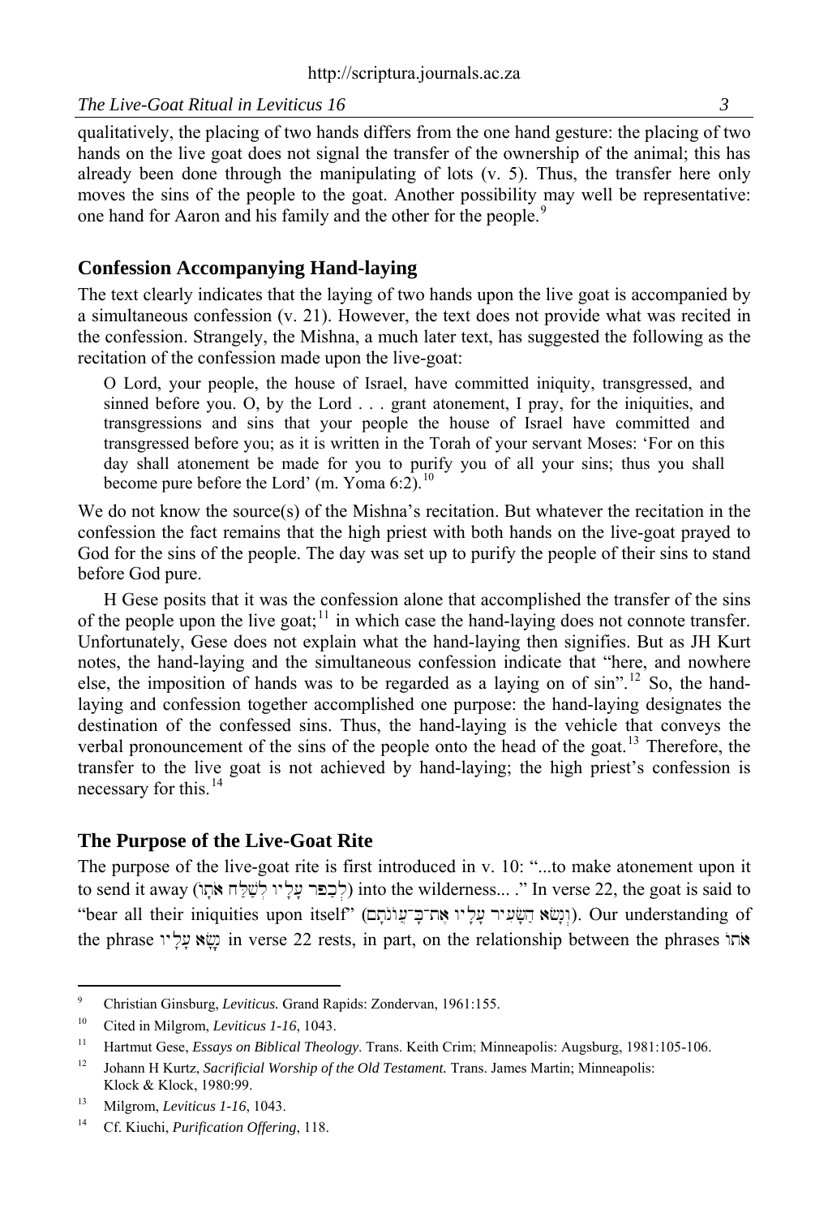qualitatively, the placing of two hands differs from the one hand gesture: the placing of two hands on the live goat does not signal the transfer of the ownership of the animal; this has already been done through the manipulating of lots (v. 5). Thus, the transfer here only moves the sins of the people to the goat. Another possibility may well be representative: one hand for Aaron and his family and the other for the people.[9]

## Confession Accompanying Hand-laying

The text clearly indicates that the laying of two hands upon the live goat is accompanied by a simultaneous confession (v. 21). However, the text does not provide what was recited in the confession. Strangely, the Mishna, a much later text, has suggested the following as the recitation of the confession made upon the live-goat:

> O Lord, your people, the house of Israel, have committed iniquity, transgressed, and sinned before you. O, by the Lord . . . grant atonement, I pray, for the iniquities, and transgressions and sins that your people the house of Israel have committed and transgressed before you; as it is written in the Torah of your servant Moses: 'For on this day shall atonement be made for you to purify you of all your sins; thus you shall become pure before the Lord' (m. Yoma 6:2).[10]

We do not know the source(s) of the Mishna's recitation. But whatever the recitation in the confession the fact remains that the high priest with both hands on the live-goat prayed to God for the sins of the people. The day was set up to purify the people of their sins to stand before God pure.

H Gese posits that it was the confession alone that accomplished the transfer of the sins of the people upon the live goat;[11] in which case the hand-laying then does not connote transfer. Unfortunately, Gese does not explain what the hand-laying then signifies. But as JH Kurt notes, the hand-laying and the simultaneous confession indicate that "here, and nowhere else, the imposition of hands was to be regarded as a laying on of sin".[12] So, the hand-laying and confession together accomplished one purpose: the hand-laying designates the destination of the confessed sins. Thus, the hand-laying is the vehicle that conveys the verbal pronouncement of the sins of the people onto the head of the goat.[13] Therefore, the transfer to the live goat is not achieved by hand-laying; the high priest's confession is necessary for this.[14]

## The Purpose of the Live-Goat Rite

The purpose of the live-goat rite is first introduced in v. 10: "...to make atonement upon it to send it away (לְכַפֵּר עָלָיו לְשַׁלַּח אֹתוֹ) into the wilderness... ." In verse 22, the goat is said to "bear all their iniquities upon itself" (וְנָשָׂא הַשָּׂעִיר עָלָיו אֶת־כָּל־עֲוֹנֹתָם). Our understanding of the phrase נָשָׂא עָלָיו in verse 22 rests, in part, on the relationship between the phrases אֹתוֹ

---

[9] Christian Ginsburg, *Leviticus.* Grand Rapids: Zondervan, 1961:155.

[10] Cited in Milgrom, *Leviticus 1-16*, 1043.

[11] Hartmut Gese, *Essays on Biblical Theology*. Trans. Keith Crim; Minneapolis: Augsburg, 1981:105-106.

[12] Johann H Kurtz, *Sacrificial Worship of the Old Testament.* Trans. James Martin; Minneapolis: Klock & Klock, 1980:99.

[13] Milgrom, *Leviticus 1-16*, 1043.

[14] Cf. Kiuchi, *Purification Offering*, 118.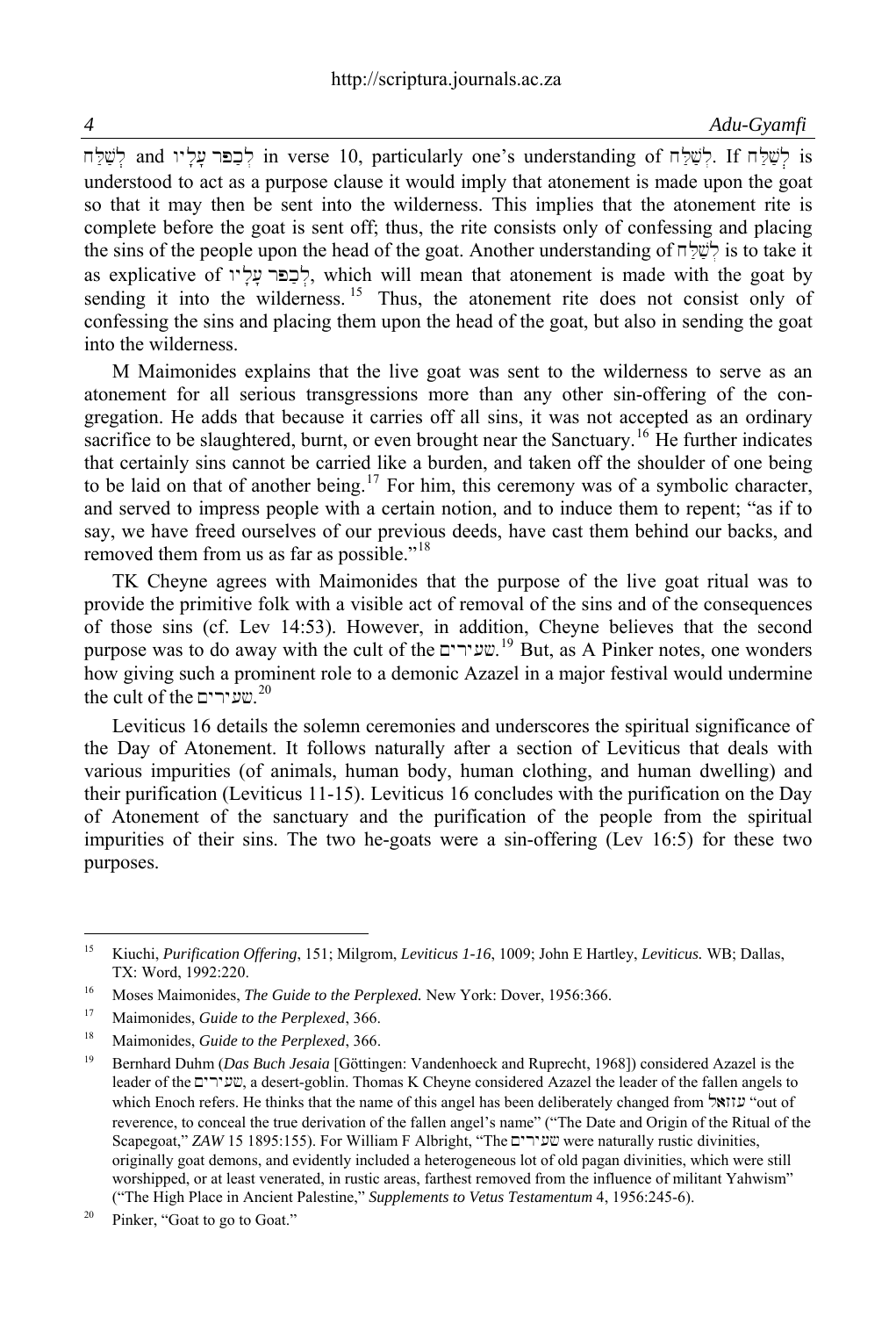לְשַׁלַּח and לְכַפֵּר עָלָיו in verse 10, particularly one's understanding of לְשַׁלַּח. If לְשַׁלַּח is understood to act as a purpose clause it would imply that atonement is made upon the goat so that it may then be sent into the wilderness. This implies that the atonement rite is complete before the goat is sent off; thus, the rite consists only of confessing and placing the sins of the people upon the head of the goat. Another understanding of לְשַׁלַּח is to take it as explicative of לְכַפֵּר עָלָיו, which will mean that atonement is made with the goat by sending it into the wilderness.[15] Thus, the atonement rite does not consist only of confessing the sins and placing them upon the head of the goat, but also in sending the goat into the wilderness.

M Maimonides explains that the live goat was sent to the wilderness to serve as an atonement for all serious transgressions more than any other sin-offering of the congregation. He adds that because it carries off all sins, it was not accepted as an ordinary sacrifice to be slaughtered, burnt, or even brought near the Sanctuary.[16] He further indicates that certainly sins cannot be carried like a burden, and taken off the shoulder of one being to be laid on that of another being.[17] For him, this ceremony was of a symbolic character, and served to impress people with a certain notion, and to induce them to repent; "as if to say, we have freed ourselves of our previous deeds, have cast them behind our backs, and removed them from us as far as possible."[18]

TK Cheyne agrees with Maimonides that the purpose of the live goat ritual was to provide the primitive folk with a visible act of removal of the sins and of the consequences of those sins (cf. Lev 14:53). However, in addition, Cheyne believes that the second purpose was to do away with the cult of the שעירים.[19] But, as A Pinker notes, one wonders how giving such a prominent role to a demonic Azazel in a major festival would undermine the cult of the שעירים.[20]

Leviticus 16 details the solemn ceremonies and underscores the spiritual significance of the Day of Atonement. It follows naturally after a section of Leviticus that deals with various impurities (of animals, human body, human clothing, and human dwelling) and their purification (Leviticus 11-15). Leviticus 16 concludes with the purification on the Day of Atonement of the sanctuary and the purification of the people from the spiritual impurities of their sins. The two he-goats were a sin-offering (Lev 16:5) for these two purposes.

---

[15] Kiuchi, *Purification Offering*, 151; Milgrom, *Leviticus 1-16*, 1009; John E Hartley, *Leviticus.* WB; Dallas, TX: Word, 1992:220.

[16] Moses Maimonides, *The Guide to the Perplexed.* New York: Dover, 1956:366.

[17] Maimonides, *Guide to the Perplexed*, 366.

[18] Maimonides, *Guide to the Perplexed*, 366.

[19] Bernhard Duhm (*Das Buch Jesaia* [Göttingen: Vandenhoeck and Ruprecht, 1968]) considered Azazel is the leader of the שעירים, a desert-goblin. Thomas K Cheyne considered Azazel the leader of the fallen angels to which Enoch refers. He thinks that the name of this angel has been deliberately changed from עזזאל "out of reverence, to conceal the true derivation of the fallen angel's name" ("The Date and Origin of the Ritual of the Scapegoat," *ZAW* 15 1895:155). For William F Albright, "The שעירים were naturally rustic divinities, originally goat demons, and evidently included a heterogeneous lot of old pagan divinities, which were still worshipped, or at least venerated, in rustic areas, farthest removed from the influence of militant Yahwism" ("The High Place in Ancient Palestine," *Supplements to Vetus Testamentum* 4, 1956:245-6).

[20] Pinker, "Goat to go to Goat."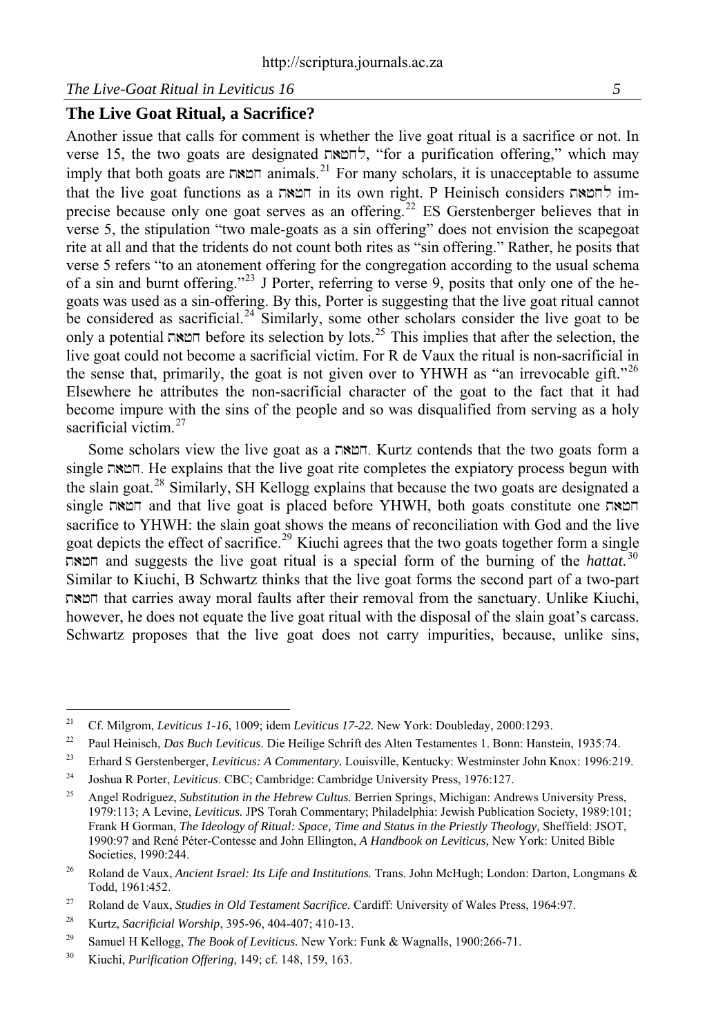## The Live Goat Ritual, a Sacrifice?

Another issue that calls for comment is whether the live goat ritual is a sacrifice or not. In verse 15, the two goats are designated לחטאת, "for a purification offering," which may imply that both goats are חטאת animals.[21] For many scholars, it is unacceptable to assume that the live goat functions as a חטאת in its own right. P Heinisch considers לחטאת imprecise because only one goat serves as an offering.[22] ES Gerstenberger believes that in verse 5, the stipulation "two male-goats as a sin offering" does not envision the scapegoat rite at all and that the tridents do not count both rites as "sin offering." Rather, he posits that verse 5 refers "to an atonement offering for the congregation according to the usual schema of a sin and burnt offering."[23] J Porter, referring to verse 9, posits that only one of the he-goats was used as a sin-offering. By this, Porter is suggesting that the live goat ritual cannot be considered as sacrificial.[24] Similarly, some other scholars consider the live goat to be only a potential חטאת before its selection by lots.[25] This implies that after the selection, the live goat could not become a sacrificial victim. For R de Vaux the ritual is non-sacrificial in the sense that, primarily, the goat is not given over to YHWH as "an irrevocable gift."[26] Elsewhere he attributes the non-sacrificial character of the goat to the fact that it had become impure with the sins of the people and so was disqualified from serving as a holy sacrificial victim.[27]

Some scholars view the live goat as a חטאת. Kurtz contends that the two goats form a single חטאת. He explains that the live goat rite completes the expiatory process begun with the slain goat.[28] Similarly, SH Kellogg explains that because the two goats are designated a single חטאת and that live goat is placed before YHWH, both goats constitute one חטאת sacrifice to YHWH: the slain goat shows the means of reconciliation with God and the live goat depicts the effect of sacrifice.[29] Kiuchi agrees that the two goats together form a single חטאת and suggests the live goat ritual is a special form of the burning of the *hattat*.[30] Similar to Kiuchi, B Schwartz thinks that the live goat forms the second part of a two-part חטאת that carries away moral faults after their removal from the sanctuary. Unlike Kiuchi, however, he does not equate the live goat ritual with the disposal of the slain goat's carcass. Schwartz proposes that the live goat does not carry impurities, because, unlike sins,

---

21 Cf. Milgrom, *Leviticus 1-16*, 1009; idem *Leviticus 17-22.* New York: Doubleday, 2000:1293.

22 Paul Heinisch, *Das Buch Leviticus*. Die Heilige Schrift des Alten Testamentes 1. Bonn: Hanstein, 1935:74.

23 Erhard S Gerstenberger, *Leviticus: A Commentary.* Louisville, Kentucky: Westminster John Knox: 1996:219.

24 Joshua R Porter, *Leviticus*. CBC; Cambridge: Cambridge University Press, 1976:127.

25 Angel Rodríguez, *Substitution in the Hebrew Cultus.* Berrien Springs, Michigan: Andrews University Press, 1979:113; A Levine, *Leviticus.* JPS Torah Commentary; Philadelphia: Jewish Publication Society, 1989:101; Frank H Gorman, *The Ideology of Ritual: Space, Time and Status in the Priestly Theology,* Sheffield: JSOT, 1990:97 and René Péter-Contesse and John Ellington, *A Handbook on Leviticus,* New York: United Bible Societies, 1990:244.

26 Roland de Vaux, *Ancient Israel: Its Life and Institutions.* Trans. John McHugh; London: Darton, Longmans & Todd, 1961:452.

27 Roland de Vaux, *Studies in Old Testament Sacrifice.* Cardiff: University of Wales Press, 1964:97.

28 Kurtz, *Sacrificial Worship*, 395-96, 404-407; 410-13.

29 Samuel H Kellogg, *The Book of Leviticus.* New York: Funk & Wagnalls, 1900:266-71.

30 Kiuchi, *Purification Offering*, 149; cf. 148, 159, 163.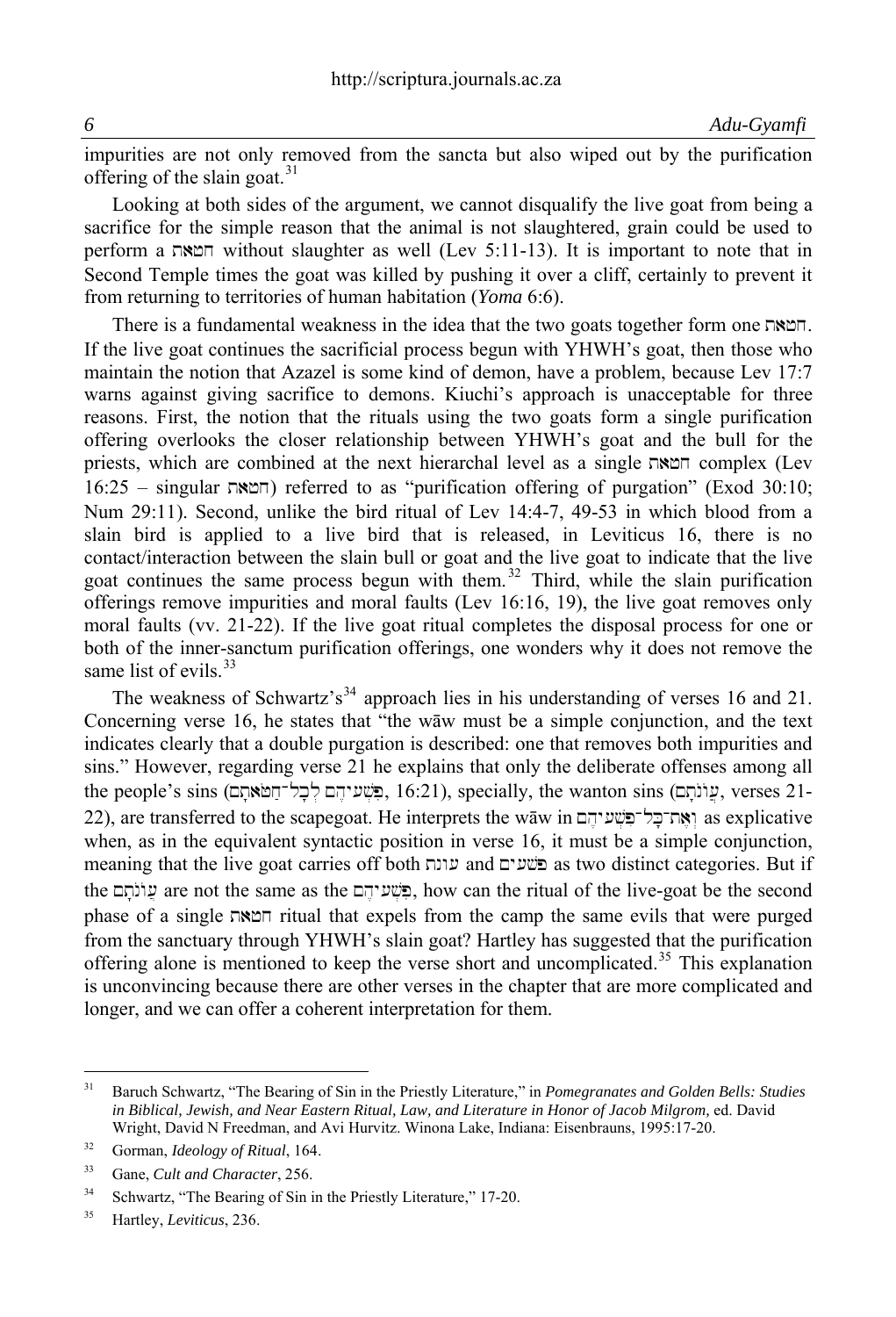impurities are not only removed from the sancta but also wiped out by the purification offering of the slain goat.[31]

Looking at both sides of the argument, we cannot disqualify the live goat from being a sacrifice for the simple reason that the animal is not slaughtered, grain could be used to perform a חטאת without slaughter as well (Lev 5:11-13). It is important to note that in Second Temple times the goat was killed by pushing it over a cliff, certainly to prevent it from returning to territories of human habitation (*Yoma* 6:6).

There is a fundamental weakness in the idea that the two goats together form one חטאת. If the live goat continues the sacrificial process begun with YHWH's goat, then those who maintain the notion that Azazel is some kind of demon, have a problem, because Lev 17:7 warns against giving sacrifice to demons. Kiuchi's approach is unacceptable for three reasons. First, the notion that the rituals using the two goats form a single purification offering overlooks the closer relationship between YHWH's goat and the bull for the priests, which are combined at the next hierarchal level as a single חטאת complex (Lev 16:25 – singular חטאת) referred to as "purification offering of purgation" (Exod 30:10; Num 29:11). Second, unlike the bird ritual of Lev 14:4-7, 49-53 in which blood from a slain bird is applied to a live bird that is released, in Leviticus 16, there is no contact/interaction between the slain bull or goat and the live goat to indicate that the live goat continues the same process begun with them.[32] Third, while the slain purification offerings remove impurities and moral faults (Lev 16:16, 19), the live goat removes only moral faults (vv. 21-22). If the live goat ritual completes the disposal process for one or both of the inner-sanctum purification offerings, one wonders why it does not remove the same list of evils.[33]

The weakness of Schwartz's[34] approach lies in his understanding of verses 16 and 21. Concerning verse 16, he states that "the wāw must be a simple conjunction, and the text indicates clearly that a double purgation is described: one that removes both impurities and sins." However, regarding verse 21 he explains that only the deliberate offenses among all the people's sins (פִּשְׁעֵיהֶם לְכָל־חַטֹּאתָם, 16:21), specially, the wanton sins (עֲוֹנֹתָם, verses 21-22), are transferred to the scapegoat. He interprets the wāw in וְאֶת־כָּל־פִּשְׁעֵיהֶם as explicative when, as in the equivalent syntactic position in verse 16, it must be a simple conjunction, meaning that the live goat carries off both עונת and פשעים as two distinct categories. But if the עֲוֹנֹתָם are not the same as the פִּשְׁעֵיהֶם, how can the ritual of the live-goat be the second phase of a single חטאת ritual that expels from the camp the same evils that were purged from the sanctuary through YHWH's slain goat? Hartley has suggested that the purification offering alone is mentioned to keep the verse short and uncomplicated.[35] This explanation is unconvincing because there are other verses in the chapter that are more complicated and longer, and we can offer a coherent interpretation for them.

---

[31] Baruch Schwartz, "The Bearing of Sin in the Priestly Literature," in *Pomegranates and Golden Bells: Studies in Biblical, Jewish, and Near Eastern Ritual, Law, and Literature in Honor of Jacob Milgrom,* ed. David Wright, David N Freedman, and Avi Hurvitz. Winona Lake, Indiana: Eisenbrauns, 1995:17-20.

[32] Gorman, *Ideology of Ritual*, 164.

[33] Gane, *Cult and Character*, 256.

[34] Schwartz, "The Bearing of Sin in the Priestly Literature," 17-20.

[35] Hartley, *Leviticus*, 236.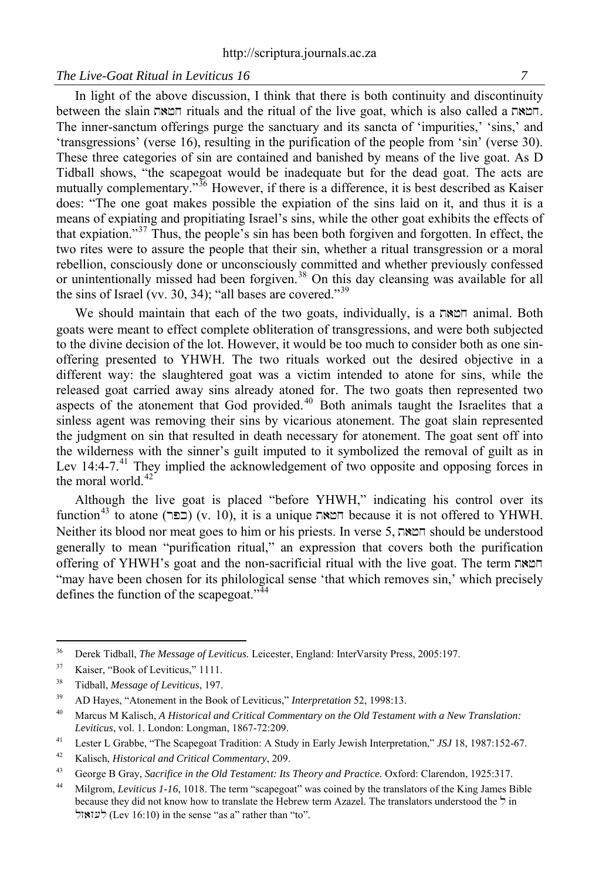In light of the above discussion, I think that there is both continuity and discontinuity between the slain חטאת rituals and the ritual of the live goat, which is also called a חטאת. The inner-sanctum offerings purge the sanctuary and its sancta of 'impurities,' 'sins,' and 'transgressions' (verse 16), resulting in the purification of the people from 'sin' (verse 30). These three categories of sin are contained and banished by means of the live goat. As D Tidball shows, "the scapegoat would be inadequate but for the dead goat. The acts are mutually complementary."[36] However, if there is a difference, it is best described as Kaiser does: "The one goat makes possible the expiation of the sins laid on it, and thus it is a means of expiating and propitiating Israel's sins, while the other goat exhibits the effects of that expiation."[37] Thus, the people's sin has been both forgiven and forgotten. In effect, the two rites were to assure the people that their sin, whether a ritual transgression or a moral rebellion, consciously done or unconsciously committed and whether previously confessed or unintentionally missed had been forgiven.[38] On this day cleansing was available for all the sins of Israel (vv. 30, 34); "all bases are covered."[39]

We should maintain that each of the two goats, individually, is a חטאת animal. Both goats were meant to effect complete obliteration of transgressions, and were both subjected to the divine decision of the lot. However, it would be too much to consider both as one sin-offering presented to YHWH. The two rituals worked out the desired objective in a different way: the slaughtered goat was a victim intended to atone for sins, while the released goat carried away sins already atoned for. The two goats then represented two aspects of the atonement that God provided.[40] Both animals taught the Israelites that a sinless agent was removing their sins by vicarious atonement. The goat slain represented the judgment on sin that resulted in death necessary for atonement. The goat sent off into the wilderness with the sinner's guilt imputed to it symbolized the removal of guilt as in Lev 14:4-7.[41] They implied the acknowledgement of two opposite and opposing forces in the moral world.[42]

Although the live goat is placed "before YHWH," indicating his control over its function[43] to atone (כפר) (v. 10), it is a unique חטאת because it is not offered to YHWH. Neither its blood nor meat goes to him or his priests. In verse 5, חטאת should be understood generally to mean "purification ritual," an expression that covers both the purification offering of YHWH's goat and the non-sacrificial ritual with the live goat. The term חטאת "may have been chosen for its philological sense 'that which removes sin,' which precisely defines the function of the scapegoat."[44]

---

[36] Derek Tidball, *The Message of Leviticus.* Leicester, England: InterVarsity Press, 2005:197.

[37] Kaiser, "Book of Leviticus," 1111.

[38] Tidball, *Message of Leviticus*, 197.

[39] AD Hayes, "Atonement in the Book of Leviticus," *Interpretation* 52, 1998:13.

[40] Marcus M Kalisch, *A Historical and Critical Commentary on the Old Testament with a New Translation: Leviticus*, vol. 1. London: Longman, 1867-72:209.

[41] Lester L Grabbe, "The Scapegoat Tradition: A Study in Early Jewish Interpretation," *JSJ* 18, 1987:152-67.

[42] Kalisch, *Historical and Critical Commentary*, 209.

[43] George B Gray, *Sacrifice in the Old Testament: Its Theory and Practice.* Oxford: Clarendon, 1925:317.

[44] Milgrom, *Leviticus 1-16*, 1018. The term "scapegoat" was coined by the translators of the King James Bible because they did not know how to translate the Hebrew term Azazel. The translators understood the ל in לעזאזל (Lev 16:10) in the sense "as a" rather than "to".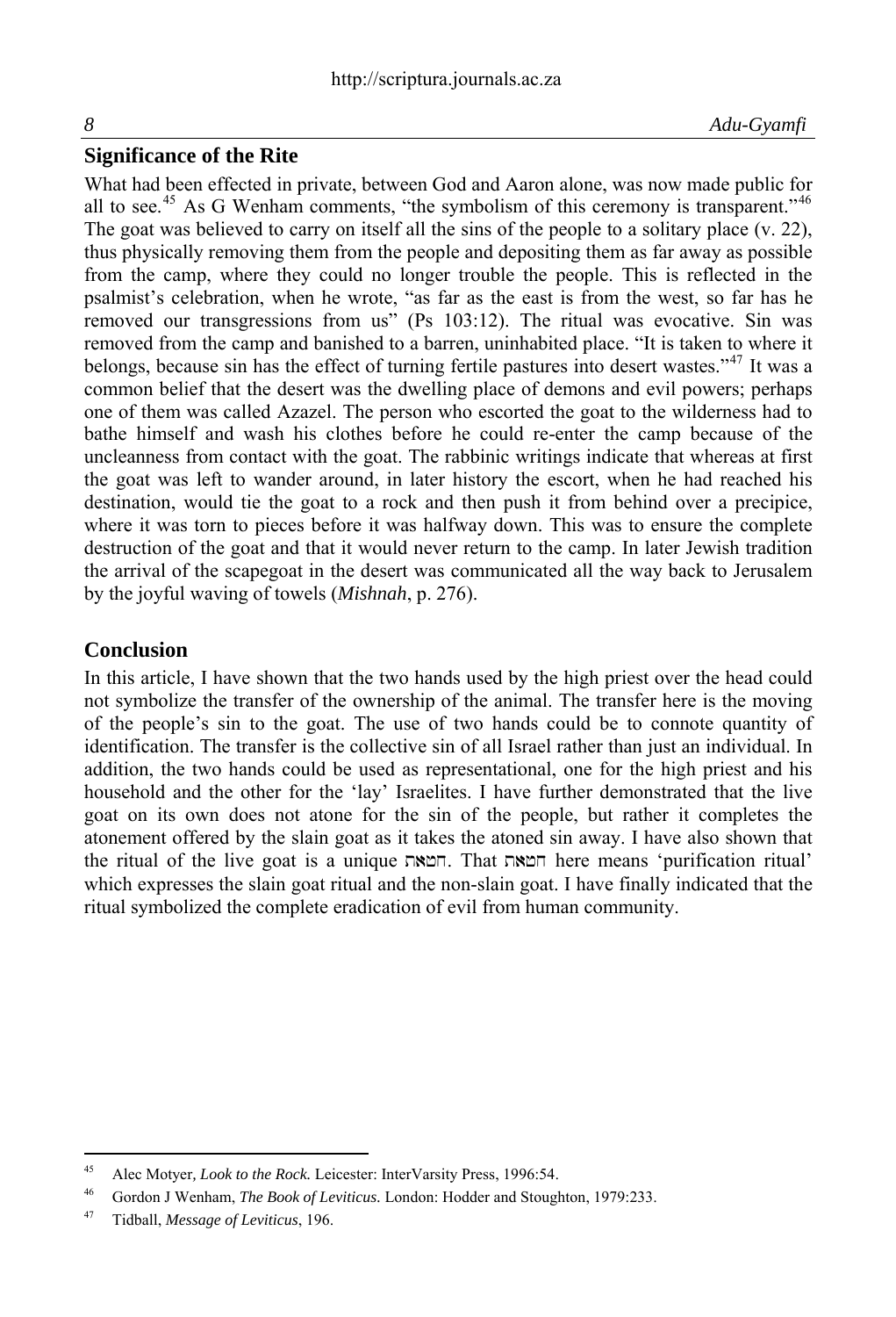## Significance of the Rite

What had been effected in private, between God and Aaron alone, was now made public for all to see.[45] As G Wenham comments, "the symbolism of this ceremony is transparent."[46] The goat was believed to carry on itself all the sins of the people to a solitary place (v. 22), thus physically removing them from the people and depositing them as far away as possible from the camp, where they could no longer trouble the people. This is reflected in the psalmist's celebration, when he wrote, "as far as the east is from the west, so far has he removed our transgressions from us" (Ps 103:12). The ritual was evocative. Sin was removed from the camp and banished to a barren, uninhabited place. "It is taken to where it belongs, because sin has the effect of turning fertile pastures into desert wastes."[47] It was a common belief that the desert was the dwelling place of demons and evil powers; perhaps one of them was called Azazel. The person who escorted the goat to the wilderness had to bathe himself and wash his clothes before he could re-enter the camp because of the uncleanness from contact with the goat. The rabbinic writings indicate that whereas at first the goat was left to wander around, in later history the escort, when he had reached his destination, would tie the goat to a rock and then push it from behind over a precipice, where it was torn to pieces before it was halfway down. This was to ensure the complete destruction of the goat and that it would never return to the camp. In later Jewish tradition the arrival of the scapegoat in the desert was communicated all the way back to Jerusalem by the joyful waving of towels (*Mishnah*, p. 276).

## Conclusion

In this article, I have shown that the two hands used by the high priest over the head could not symbolize the transfer of the ownership of the animal. The transfer here is the moving of the people's sin to the goat. The use of two hands could be to connote quantity of identification. The transfer is the collective sin of all Israel rather than just an individual. In addition, the two hands could be used as representational, one for the high priest and his household and the other for the 'lay' Israelites. I have further demonstrated that the live goat on its own does not atone for the sin of the people, but rather it completes the atonement offered by the slain goat as it takes the atoned sin away. I have also shown that the ritual of the live goat is a unique חטאת. That חטאת here means 'purification ritual' which expresses the slain goat ritual and the non-slain goat. I have finally indicated that the ritual symbolized the complete eradication of evil from human community.

---

[45] Alec Motyer, *Look to the Rock.* Leicester: InterVarsity Press, 1996:54.

[46] Gordon J Wenham, *The Book of Leviticus.* London: Hodder and Stoughton, 1979:233.

[47] Tidball, *Message of Leviticus*, 196.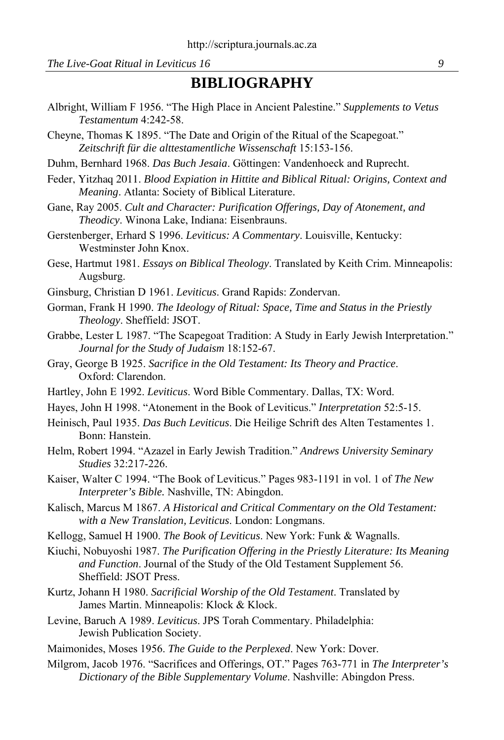# BIBLIOGRAPHY

Albright, William F 1956. "The High Place in Ancient Palestine." *Supplements to Vetus Testamentum* 4:242-58.

Cheyne, Thomas K 1895. "The Date and Origin of the Ritual of the Scapegoat." *Zeitschrift für die alttestamentliche Wissenschaft* 15:153-156.

Duhm, Bernhard 1968. *Das Buch Jesaia*. Göttingen: Vandenhoeck and Ruprecht.

Feder, Yitzhaq 2011. *Blood Expiation in Hittite and Biblical Ritual: Origins, Context and Meaning*. Atlanta: Society of Biblical Literature.

Gane, Ray 2005. *Cult and Character: Purification Offerings, Day of Atonement, and Theodicy*. Winona Lake, Indiana: Eisenbrauns.

Gerstenberger, Erhard S 1996. *Leviticus: A Commentary*. Louisville, Kentucky: Westminster John Knox.

Gese, Hartmut 1981. *Essays on Biblical Theology*. Translated by Keith Crim. Minneapolis: Augsburg.

Ginsburg, Christian D 1961. *Leviticus*. Grand Rapids: Zondervan.

Gorman, Frank H 1990. *The Ideology of Ritual: Space, Time and Status in the Priestly Theology*. Sheffield: JSOT.

Grabbe, Lester L 1987. "The Scapegoat Tradition: A Study in Early Jewish Interpretation." *Journal for the Study of Judaism* 18:152-67.

Gray, George B 1925. *Sacrifice in the Old Testament: Its Theory and Practice*. Oxford: Clarendon.

Hartley, John E 1992. *Leviticus*. Word Bible Commentary. Dallas, TX: Word.

Hayes, John H 1998. "Atonement in the Book of Leviticus." *Interpretation* 52:5-15.

Heinisch, Paul 1935. *Das Buch Leviticus*. Die Heilige Schrift des Alten Testamentes 1. Bonn: Hanstein.

Helm, Robert 1994. "Azazel in Early Jewish Tradition." *Andrews University Seminary Studies* 32:217-226.

Kaiser, Walter C 1994. "The Book of Leviticus." Pages 983-1191 in vol. 1 of *The New Interpreter's Bible.* Nashville, TN: Abingdon.

Kalisch, Marcus M 1867. *A Historical and Critical Commentary on the Old Testament: with a New Translation, Leviticus*. London: Longmans.

Kellogg, Samuel H 1900. *The Book of Leviticus*. New York: Funk & Wagnalls.

Kiuchi, Nobuyoshi 1987. *The Purification Offering in the Priestly Literature: Its Meaning and Function*. Journal of the Study of the Old Testament Supplement 56. Sheffield: JSOT Press.

Kurtz, Johann H 1980. *Sacrificial Worship of the Old Testament*. Translated by James Martin. Minneapolis: Klock & Klock.

Levine, Baruch A 1989. *Leviticus*. JPS Torah Commentary. Philadelphia: Jewish Publication Society.

Maimonides, Moses 1956. *The Guide to the Perplexed*. New York: Dover.

Milgrom, Jacob 1976. "Sacrifices and Offerings, OT." Pages 763-771 in *The Interpreter's Dictionary of the Bible Supplementary Volume*. Nashville: Abingdon Press.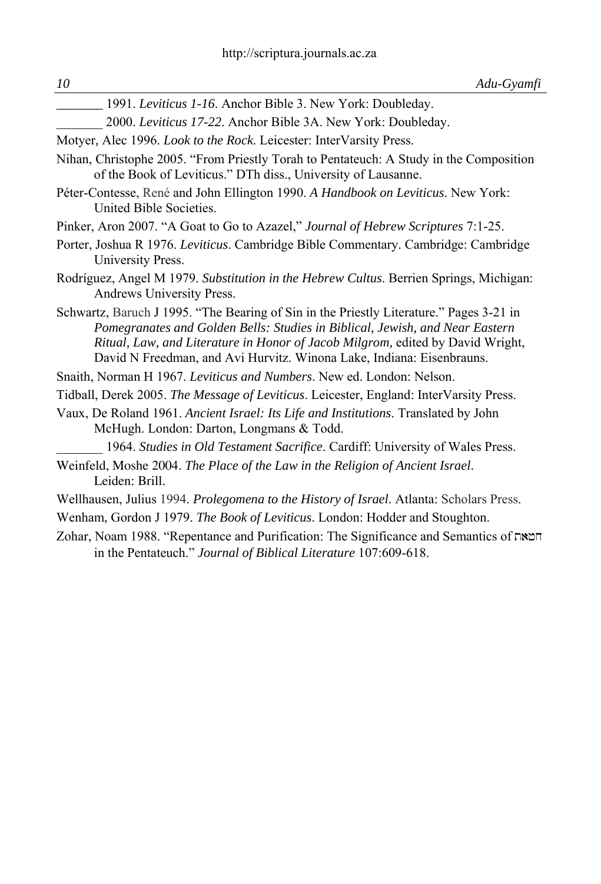_______ 1991. *Leviticus 1-16*. Anchor Bible 3. New York: Doubleday.

_______ 2000. *Leviticus 17-22*. Anchor Bible 3A. New York: Doubleday.

Motyer, Alec 1996. *Look to the Rock*. Leicester: InterVarsity Press.

Nihan, Christophe 2005. "From Priestly Torah to Pentateuch: A Study in the Composition of the Book of Leviticus." DTh diss., University of Lausanne.

Péter-Contesse, René and John Ellington 1990. *A Handbook on Leviticus*. New York: United Bible Societies.

Pinker, Aron 2007. "A Goat to Go to Azazel," *Journal of Hebrew Scriptures* 7:1-25.

Porter, Joshua R 1976. *Leviticus*. Cambridge Bible Commentary. Cambridge: Cambridge University Press.

Rodríguez, Angel M 1979. *Substitution in the Hebrew Cultus*. Berrien Springs, Michigan: Andrews University Press.

Schwartz, Baruch J 1995. "The Bearing of Sin in the Priestly Literature." Pages 3-21 in *Pomegranates and Golden Bells: Studies in Biblical, Jewish, and Near Eastern Ritual, Law, and Literature in Honor of Jacob Milgrom,* edited by David Wright, David N Freedman, and Avi Hurvitz. Winona Lake, Indiana: Eisenbrauns.

Snaith, Norman H 1967. *Leviticus and Numbers*. New ed. London: Nelson.

Tidball, Derek 2005. *The Message of Leviticus*. Leicester, England: InterVarsity Press.

Vaux, De Roland 1961. *Ancient Israel: Its Life and Institutions*. Translated by John McHugh. London: Darton, Longmans & Todd.

_______ 1964. *Studies in Old Testament Sacrifice*. Cardiff: University of Wales Press.

Weinfeld, Moshe 2004. *The Place of the Law in the Religion of Ancient Israel*. Leiden: Brill.

Wellhausen, Julius 1994. *Prolegomena to the History of Israel*. Atlanta: Scholars Press.

Wenham, Gordon J 1979. *The Book of Leviticus*. London: Hodder and Stoughton.

Zohar, Noam 1988. "Repentance and Purification: The Significance and Semantics of חטאת in the Pentateuch." *Journal of Biblical Literature* 107:609-618.